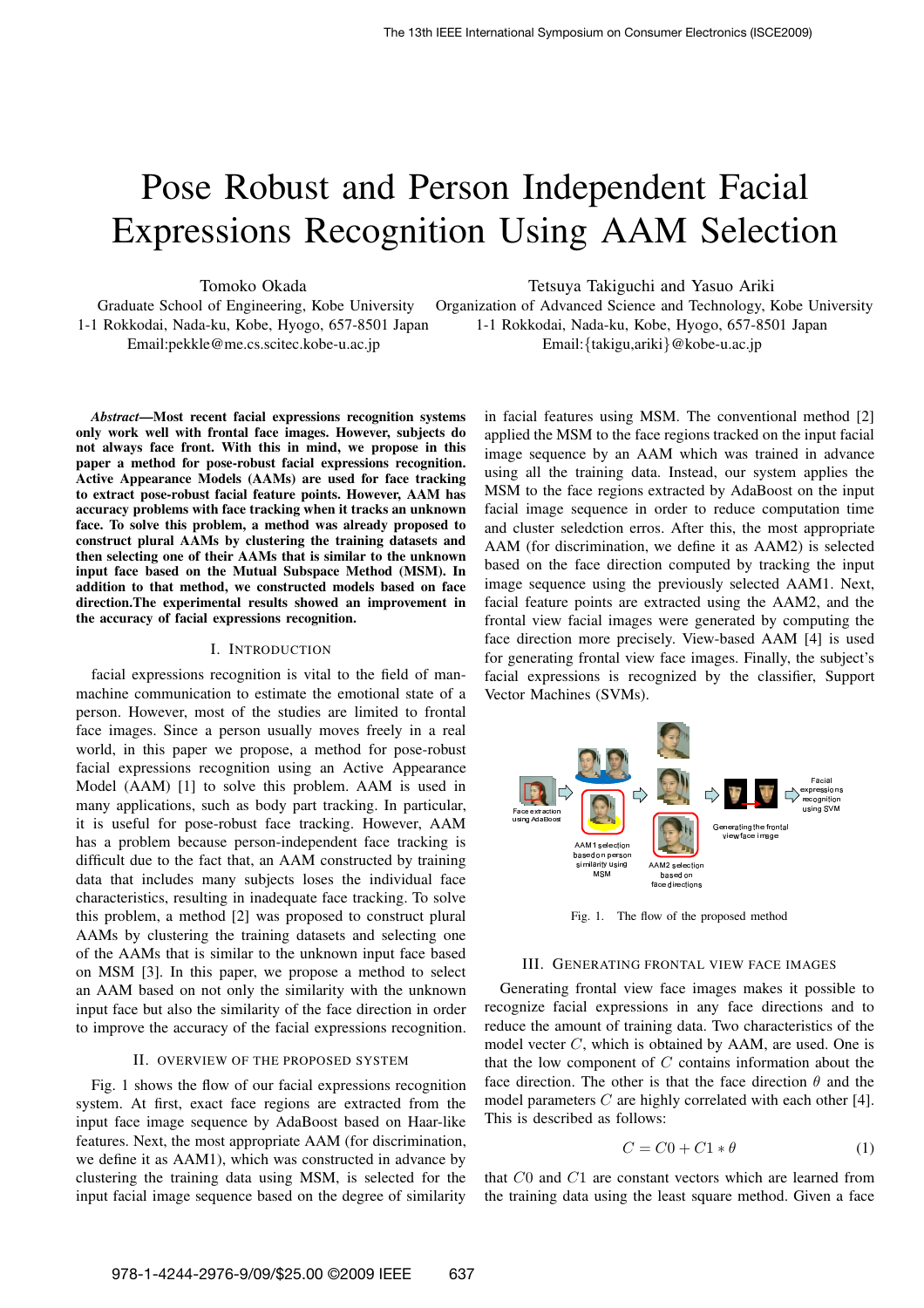# Pose Robust and Person Independent Facial Expressions Recognition Using AAM Selection

Tomoko Okada
Graduate School of Engineering, Kobe University
1-1 Rokkodai, Nada-ku, Kobe, Hyogo, 657-8501 Japan
Email:pekkle@me.cs.scitec.kobe-u.ac.jp

Tetsuya Takiguchi and Yasuo Ariki
Organization of Advanced Science and Technology, Kobe University
1-1 Rokkodai, Nada-ku, Kobe, Hyogo, 657-8501 Japan
Email:{takigu,ariki}@kobe-u.ac.jp

***Abstract*—Most recent facial expressions recognition systems only work well with frontal face images. However, subjects do not always face front. With this in mind, we propose in this paper a method for pose-robust facial expressions recognition. Active Appearance Models (AAMs) are used for face tracking to extract pose-robust facial feature points. However, AAM has accuracy problems with face tracking when it tracks an unknown face. To solve this problem, a method was already proposed to construct plural AAMs by clustering the training datasets and then selecting one of their AAMs that is similar to the unknown input face based on the Mutual Subspace Method (MSM). In addition to that method, we constructed models based on face direction.The experimental results showed an improvement in the accuracy of facial expressions recognition.**

## I. Introduction

facial expressions recognition is vital to the field of man-machine communication to estimate the emotional state of a person. However, most of the studies are limited to frontal face images. Since a person usually moves freely in a real world, in this paper we propose, a method for pose-robust facial expressions recognition using an Active Appearance Model (AAM) [1] to solve this problem. AAM is used in many applications, such as body part tracking. In particular, it is useful for pose-robust face tracking. However, AAM has a problem because person-independent face tracking is difficult due to the fact that, an AAM constructed by training data that includes many subjects loses the individual face characteristics, resulting in inadequate face tracking. To solve this problem, a method [2] was proposed to construct plural AAMs by clustering the training datasets and selecting one of the AAMs that is similar to the unknown input face based on MSM [3]. In this paper, we propose a method to select an AAM based on not only the similarity with the unknown input face but also the similarity of the face direction in order to improve the accuracy of the facial expressions recognition.

## II. Overview of the Proposed System

Fig. 1 shows the flow of our facial expressions recognition system. At first, exact face regions are extracted from the input face image sequence by AdaBoost based on Haar-like features. Next, the most appropriate AAM (for discrimination, we define it as AAM1), which was constructed in advance by clustering the training data using MSM, is selected for the input facial image sequence based on the degree of similarity in facial features using MSM. The conventional method [2] applied the MSM to the face regions tracked on the input facial image sequence by an AAM which was trained in advance using all the training data. Instead, our system applies the MSM to the face regions extracted by AdaBoost on the input facial image sequence in order to reduce computation time and cluster seledction erros. After this, the most appropriate AAM (for discrimination, we define it as AAM2) is selected based on the face direction computed by tracking the input image sequence using the previously selected AAM1. Next, facial feature points are extracted using the AAM2, and the frontal view facial images were generated by computing the face direction more precisely. View-based AAM [4] is used for generating frontal view face images. Finally, the subject's facial expressions is recognized by the classifier, Support Vector Machines (SVMs).

Fig. 1. The flow of the proposed method

## III. Generating Frontal View Face Images

Generating frontal view face images makes it possible to recognize facial expressions in any face directions and to reduce the amount of training data. Two characteristics of the model vecter $C$, which is obtained by AAM, are used. One is that the low component of $C$ contains information about the face direction. The other is that the face direction $\theta$ and the model parameters $C$ are highly correlated with each other [4]. This is described as follows:

$$C = C0 + C1 * \theta \tag{1}$$

that $C0$ and $C1$ are constant vectors which are learned from the training data using the least square method. Given a face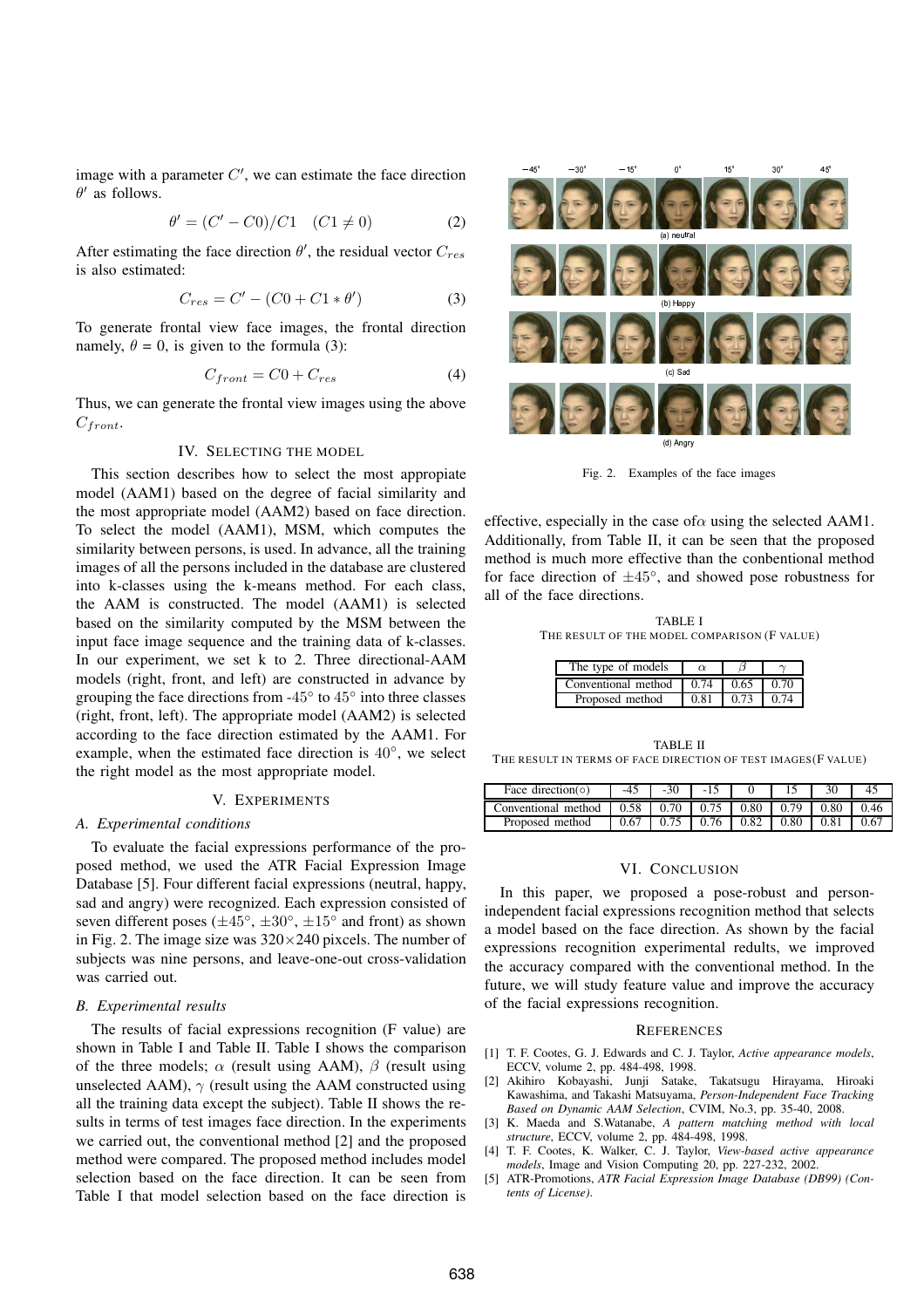image with a parameter $C'$, we can estimate the face direction $\theta'$ as follows.

$$\theta' = (C' - C0)/C1 \quad (C1 \neq 0) \tag{2}$$

After estimating the face direction $\theta'$, the residual vector $C_{res}$ is also estimated:

$$C_{res} = C' - (C0 + C1 * \theta') \tag{3}$$

To generate frontal view face images, the frontal direction namely, $\theta$ = 0, is given to the formula (3):

$$C_{front} = C0 + C_{res} \tag{4}$$

Thus, we can generate the frontal view images using the above $C_{front}$.

## IV. Selecting the Model

This section describes how to select the most appropiate model (AAM1) based on the degree of facial similarity and the most appropriate model (AAM2) based on face direction. To select the model (AAM1), MSM, which computes the similarity between persons, is used. In advance, all the training images of all the persons included in the database are clustered into k-classes using the k-means method. For each class, the AAM is constructed. The model (AAM1) is selected based on the similarity computed by the MSM between the input face image sequence and the training data of k-classes. In our experiment, we set k to 2. Three directional-AAM models (right, front, and left) are constructed in advance by grouping the face directions from -45° to 45° into three classes (right, front, left). The appropriate model (AAM2) is selected according to the face direction estimated by the AAM1. For example, when the estimated face direction is 40°, we select the right model as the most appropriate model.

## V. Experiments

### A. Experimental conditions

To evaluate the facial expressions performance of the proposed method, we used the ATR Facial Expression Image Database [5]. Four different facial expressions (neutral, happy, sad and angry) were recognized. Each expression consisted of seven different poses (±45°, ±30°, ±15° and front) as shown in Fig. 2. The image size was 320×240 pixcels. The number of subjects was nine persons, and leave-one-out cross-validation was carried out.

### B. Experimental results

The results of facial expressions recognition (F value) are shown in Table I and Table II. Table I shows the comparison of the three models; $\alpha$ (result using AAM), $\beta$ (result using unselected AAM), $\gamma$ (result using the AAM constructed using all the training data except the subject). Table II shows the results in terms of test images face direction. In the experiments we carried out, the conventional method [2] and the proposed method were compared. The proposed method includes model selection based on the face direction. It can be seen from Table I that model selection based on the face direction is effective, especially in the case of$\alpha$ using the selected AAM1. Additionally, from Table II, it can be seen that the proposed method is much more effective than the conbentional method for face direction of ±45°, and showed pose robustness for all of the face directions.

−45° −30° −15° 0° 15° 30° 45°

(a) neutral

(b) Happy

(c) Sad

(d) Angry

Fig. 2. Examples of the face images

TABLE I
THE RESULT OF THE MODEL COMPARISON (F VALUE)

| The type of models | $\alpha$ | $\beta$ | $\gamma$ |
|---|---|---|---|
| Conventional method | 0.74 | 0.65 | 0.70 |
| Proposed method | 0.81 | 0.73 | 0.74 |

TABLE II
THE RESULT IN TERMS OF FACE DIRECTION OF TEST IMAGES(F VALUE)

| Face direction(○) | -45 | -30 | -15 | 0 | 15 | 30 | 45 |
|---|---|---|---|---|---|---|---|
| Conventional method | 0.58 | 0.70 | 0.75 | 0.80 | 0.79 | 0.80 | 0.46 |
| Proposed method | 0.67 | 0.75 | 0.76 | 0.82 | 0.80 | 0.81 | 0.67 |

## VI. Conclusion

In this paper, we proposed a pose-robust and person-independent facial expressions recognition method that selects a model based on the face direction. As shown by the facial expressions recognition experimental redults, we improved the accuracy compared with the conventional method. In the future, we will study feature value and improve the accuracy of the facial expressions recognition.

## References

[1] T. F. Cootes, G. J. Edwards and C. J. Taylor, *Active appearance models*, ECCV, volume 2, pp. 484-498, 1998.

[2] Akihiro Kobayashi, Junji Satake, Takatsugu Hirayama, Hiroaki Kawashima, and Takashi Matsuyama, *Person-Independent Face Tracking Based on Dynamic AAM Selection*, CVIM, No.3, pp. 35-40, 2008.

[3] K. Maeda and S.Watanabe, *A pattern matching method with local structure*, ECCV, volume 2, pp. 484-498, 1998.

[4] T. F. Cootes, K. Walker, C. J. Taylor, *View-based active appearance models*, Image and Vision Computing 20, pp. 227-232, 2002.

[5] ATR-Promotions, *ATR Facial Expression Image Database (DB99) (Contents of License)*.